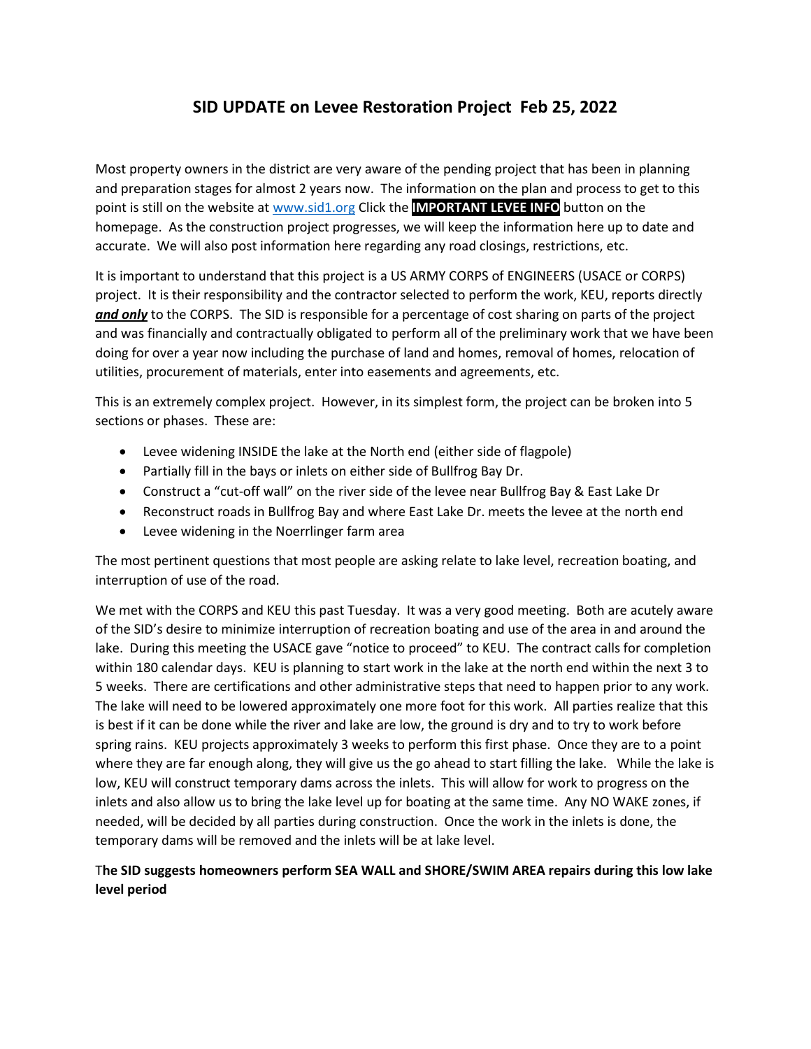# SID UPDATE on Levee Restoration Project Feb 25, 2022

Most property owners in the district are very aware of the pending project that has been in planning and preparation stages for almost 2 years now. The information on the plan and process to get to this point is still on the website at www.sid1.org Click the **IMPORTANT LEVEE INFO** button on the homepage. As the construction project progresses, we will keep the information here up to date and accurate. We will also post information here regarding any road closings, restrictions, etc.

It is important to understand that this project is a US ARMY CORPS of ENGINEERS (USACE or CORPS) project. It is their responsibility and the contractor selected to perform the work, KEU, reports directly ***and only*** to the CORPS. The SID is responsible for a percentage of cost sharing on parts of the project and was financially and contractually obligated to perform all of the preliminary work that we have been doing for over a year now including the purchase of land and homes, removal of homes, relocation of utilities, procurement of materials, enter into easements and agreements, etc.

This is an extremely complex project. However, in its simplest form, the project can be broken into 5 sections or phases. These are:

- Levee widening INSIDE the lake at the North end (either side of flagpole)
- Partially fill in the bays or inlets on either side of Bullfrog Bay Dr.
- Construct a "cut-off wall" on the river side of the levee near Bullfrog Bay & East Lake Dr
- Reconstruct roads in Bullfrog Bay and where East Lake Dr. meets the levee at the north end
- Levee widening in the Noerrlinger farm area

The most pertinent questions that most people are asking relate to lake level, recreation boating, and interruption of use of the road.

We met with the CORPS and KEU this past Tuesday. It was a very good meeting. Both are acutely aware of the SID's desire to minimize interruption of recreation boating and use of the area in and around the lake. During this meeting the USACE gave "notice to proceed" to KEU. The contract calls for completion within 180 calendar days. KEU is planning to start work in the lake at the north end within the next 3 to 5 weeks. There are certifications and other administrative steps that need to happen prior to any work. The lake will need to be lowered approximately one more foot for this work. All parties realize that this is best if it can be done while the river and lake are low, the ground is dry and to try to work before spring rains. KEU projects approximately 3 weeks to perform this first phase. Once they are to a point where they are far enough along, they will give us the go ahead to start filling the lake. While the lake is low, KEU will construct temporary dams across the inlets. This will allow for work to progress on the inlets and also allow us to bring the lake level up for boating at the same time. Any NO WAKE zones, if needed, will be decided by all parties during construction. Once the work in the inlets is done, the temporary dams will be removed and the inlets will be at lake level.

T**he SID suggests homeowners perform SEA WALL and SHORE/SWIM AREA repairs during this low lake level period**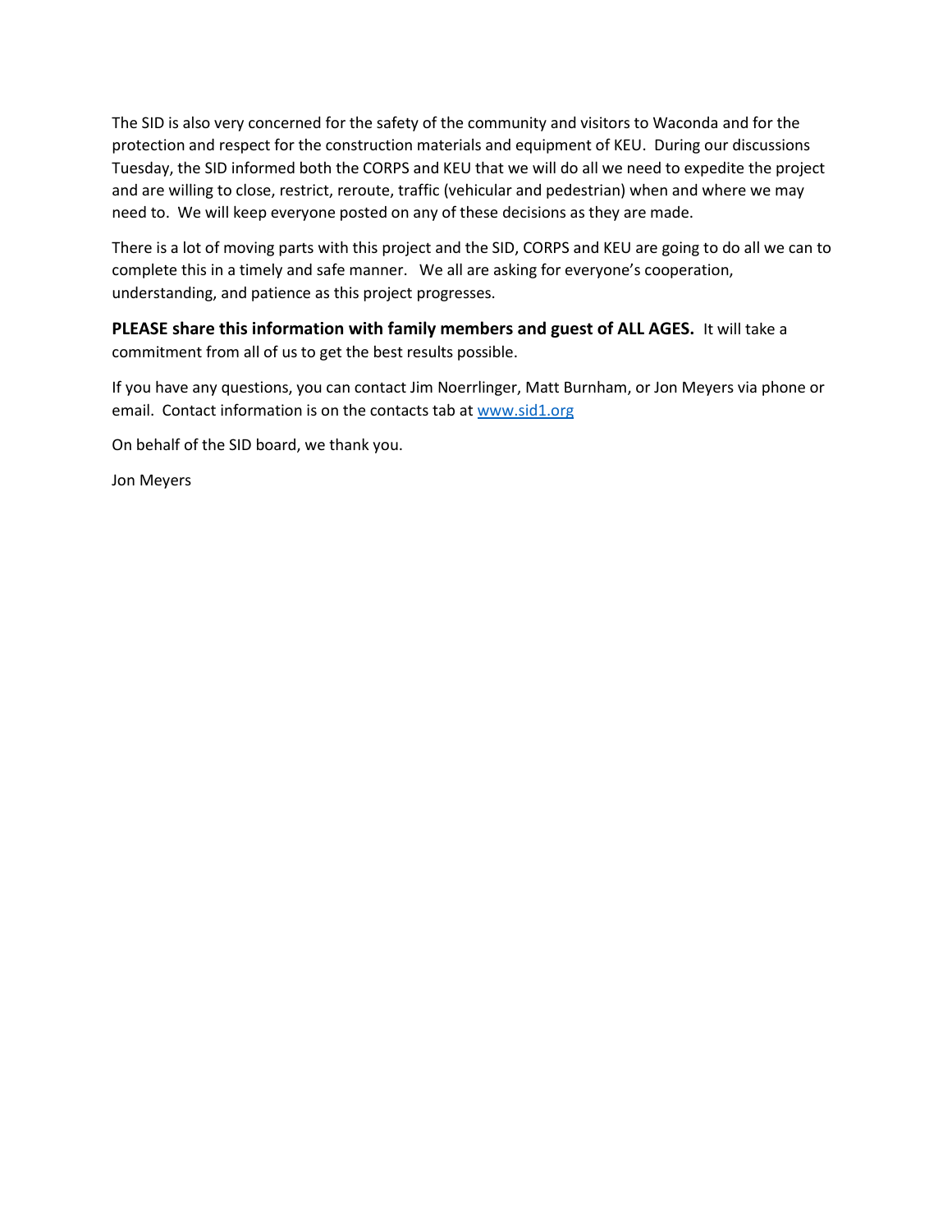The SID is also very concerned for the safety of the community and visitors to Waconda and for the protection and respect for the construction materials and equipment of KEU. During our discussions Tuesday, the SID informed both the CORPS and KEU that we will do all we need to expedite the project and are willing to close, restrict, reroute, traffic (vehicular and pedestrian) when and where we may need to. We will keep everyone posted on any of these decisions as they are made.

There is a lot of moving parts with this project and the SID, CORPS and KEU are going to do all we can to complete this in a timely and safe manner. We all are asking for everyone's cooperation, understanding, and patience as this project progresses.

**PLEASE share this information with family members and guest of ALL AGES.** It will take a commitment from all of us to get the best results possible.

If you have any questions, you can contact Jim Noerrlinger, Matt Burnham, or Jon Meyers via phone or email. Contact information is on the contacts tab at [www.sid1.org](http://www.sid1.org)

On behalf of the SID board, we thank you.

Jon Meyers